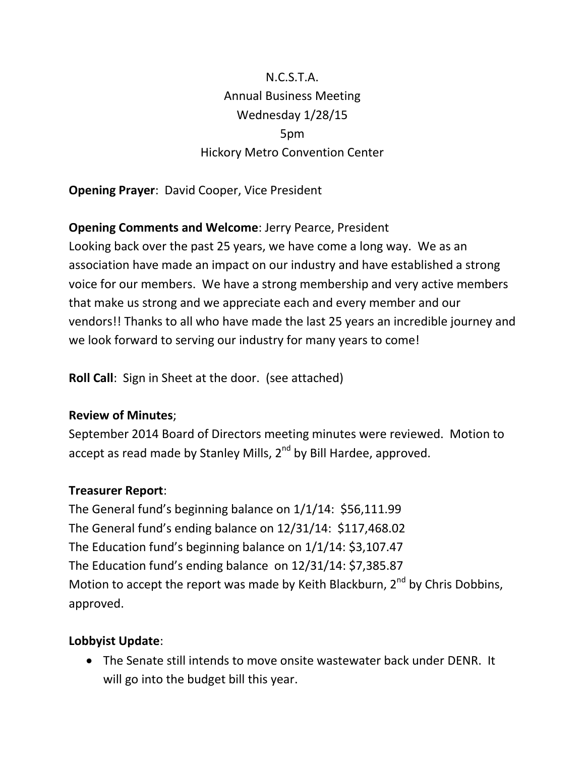N.C.S.T.A.
Annual Business Meeting
Wednesday 1/28/15
5pm
Hickory Metro Convention Center

**Opening Prayer**: David Cooper, Vice President

**Opening Comments and Welcome**: Jerry Pearce, President
Looking back over the past 25 years, we have come a long way. We as an association have made an impact on our industry and have established a strong voice for our members. We have a strong membership and very active members that make us strong and we appreciate each and every member and our vendors!! Thanks to all who have made the last 25 years an incredible journey and we look forward to serving our industry for many years to come!

**Roll Call**: Sign in Sheet at the door. (see attached)

**Review of Minutes**;
September 2014 Board of Directors meeting minutes were reviewed. Motion to accept as read made by Stanley Mills, 2nd by Bill Hardee, approved.

**Treasurer Report**:
The General fund's beginning balance on 1/1/14: $56,111.99
The General fund's ending balance on 12/31/14: $117,468.02
The Education fund's beginning balance on 1/1/14: $3,107.47
The Education fund's ending balance on 12/31/14: $7,385.87
Motion to accept the report was made by Keith Blackburn, 2nd by Chris Dobbins, approved.

**Lobbyist Update**:

- The Senate still intends to move onsite wastewater back under DENR. It will go into the budget bill this year.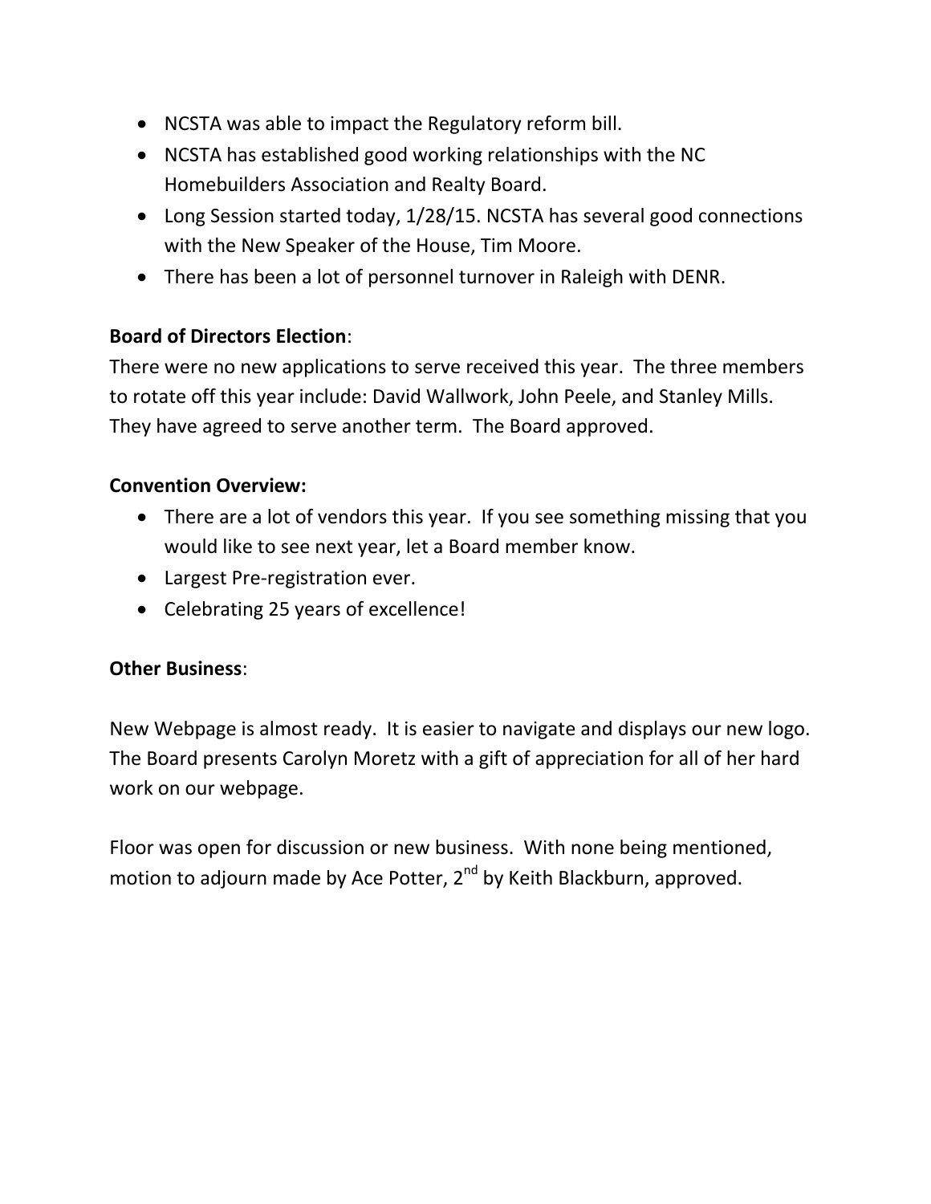- NCSTA was able to impact the Regulatory reform bill.
- NCSTA has established good working relationships with the NC Homebuilders Association and Realty Board.
- Long Session started today, 1/28/15. NCSTA has several good connections with the New Speaker of the House, Tim Moore.
- There has been a lot of personnel turnover in Raleigh with DENR.

**Board of Directors Election**:
There were no new applications to serve received this year. The three members to rotate off this year include: David Wallwork, John Peele, and Stanley Mills. They have agreed to serve another term. The Board approved.

**Convention Overview:**

- There are a lot of vendors this year. If you see something missing that you would like to see next year, let a Board member know.
- Largest Pre-registration ever.
- Celebrating 25 years of excellence!

**Other Business**:

New Webpage is almost ready. It is easier to navigate and displays our new logo. The Board presents Carolyn Moretz with a gift of appreciation for all of her hard work on our webpage.

Floor was open for discussion or new business. With none being mentioned, motion to adjourn made by Ace Potter, 2nd by Keith Blackburn, approved.